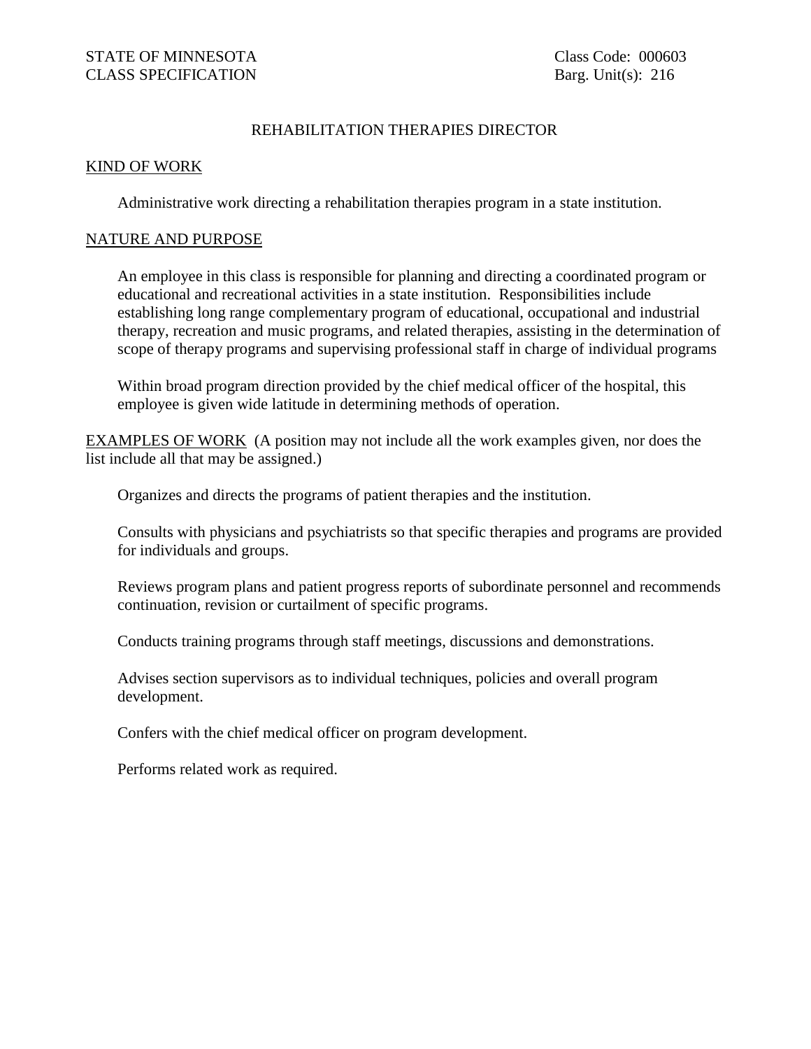STATE OF MINNESOTA
CLASS SPECIFICATION

Class Code: 000603
Barg. Unit(s): 216

# REHABILITATION THERAPIES DIRECTOR

## KIND OF WORK

Administrative work directing a rehabilitation therapies program in a state institution.

## NATURE AND PURPOSE

An employee in this class is responsible for planning and directing a coordinated program or educational and recreational activities in a state institution. Responsibilities include establishing long range complementary program of educational, occupational and industrial therapy, recreation and music programs, and related therapies, assisting in the determination of scope of therapy programs and supervising professional staff in charge of individual programs

Within broad program direction provided by the chief medical officer of the hospital, this employee is given wide latitude in determining methods of operation.

## EXAMPLES OF WORK

(A position may not include all the work examples given, nor does the list include all that may be assigned.)

Organizes and directs the programs of patient therapies and the institution.

Consults with physicians and psychiatrists so that specific therapies and programs are provided for individuals and groups.

Reviews program plans and patient progress reports of subordinate personnel and recommends continuation, revision or curtailment of specific programs.

Conducts training programs through staff meetings, discussions and demonstrations.

Advises section supervisors as to individual techniques, policies and overall program development.

Confers with the chief medical officer on program development.

Performs related work as required.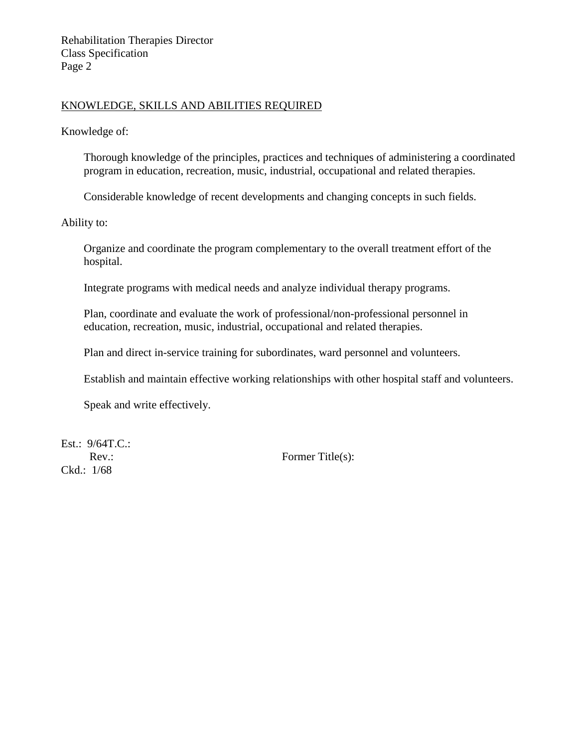## KNOWLEDGE, SKILLS AND ABILITIES REQUIRED

Knowledge of:

Thorough knowledge of the principles, practices and techniques of administering a coordinated program in education, recreation, music, industrial, occupational and related therapies.

Considerable knowledge of recent developments and changing concepts in such fields.

Ability to:

Organize and coordinate the program complementary to the overall treatment effort of the hospital.

Integrate programs with medical needs and analyze individual therapy programs.

Plan, coordinate and evaluate the work of professional/non-professional personnel in education, recreation, music, industrial, occupational and related therapies.

Plan and direct in-service training for subordinates, ward personnel and volunteers.

Establish and maintain effective working relationships with other hospital staff and volunteers.

Speak and write effectively.

Est.: 9/64T.C.:
Rev.: Former Title(s):
Ckd.: 1/68